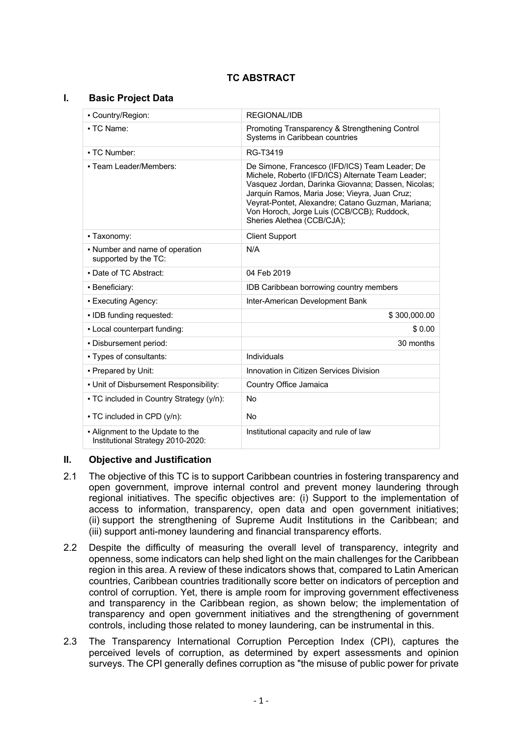# TC ABSTRACT

## I. Basic Project Data

| | |
|---|---|
| ▪ Country/Region: | REGIONAL/IDB |
| ▪ TC Name: | Promoting Transparency & Strengthening Control Systems in Caribbean countries |
| ▪ TC Number: | RG-T3419 |
| ▪ Team Leader/Members: | De Simone, Francesco (IFD/ICS) Team Leader; De Michele, Roberto (IFD/ICS) Alternate Team Leader; Vasquez Jordan, Darinka Giovanna; Dassen, Nicolas; Jarquin Ramos, Maria Jose; Vieyra, Juan Cruz; Veyrat-Pontet, Alexandre; Catano Guzman, Mariana; Von Horoch, Jorge Luis (CCB/CCB); Ruddock, Sheries Alethea (CCB/CJA); |
| ▪ Taxonomy: | Client Support |
| ▪ Number and name of operation supported by the TC: | N/A |
| ▪ Date of TC Abstract: | 04 Feb 2019 |
| ▪ Beneficiary: | IDB Caribbean borrowing country members |
| ▪ Executing Agency: | Inter-American Development Bank |
| ▪ IDB funding requested: | $ 300,000.00 |
| ▪ Local counterpart funding: | $ 0.00 |
| ▪ Disbursement period: | 30 months |
| ▪ Types of consultants: | Individuals |
| ▪ Prepared by Unit: | Innovation in Citizen Services Division |
| ▪ Unit of Disbursement Responsibility: | Country Office Jamaica |
| ▪ TC included in Country Strategy (y/n): | No |
| ▪ TC included in CPD (y/n): | No |
| ▪ Alignment to the Update to the Institutional Strategy 2010-2020: | Institutional capacity and rule of law |

## II. Objective and Justification

2.1 The objective of this TC is to support Caribbean countries in fostering transparency and open government, improve internal control and prevent money laundering through regional initiatives. The specific objectives are: (i) Support to the implementation of access to information, transparency, open data and open government initiatives; (ii) support the strengthening of Supreme Audit Institutions in the Caribbean; and (iii) support anti-money laundering and financial transparency efforts.

2.2 Despite the difficulty of measuring the overall level of transparency, integrity and openness, some indicators can help shed light on the main challenges for the Caribbean region in this area. A review of these indicators shows that, compared to Latin American countries, Caribbean countries traditionally score better on indicators of perception and control of corruption. Yet, there is ample room for improving government effectiveness and transparency in the Caribbean region, as shown below; the implementation of transparency and open government initiatives and the strengthening of government controls, including those related to money laundering, can be instrumental in this.

2.3 The Transparency International Corruption Perception Index (CPI), captures the perceived levels of corruption, as determined by expert assessments and opinion surveys. The CPI generally defines corruption as "the misuse of public power for private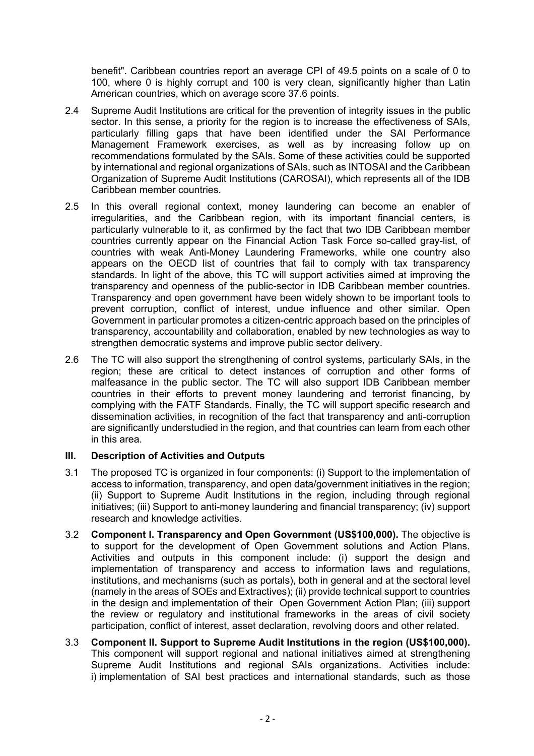benefit". Caribbean countries report an average CPI of 49.5 points on a scale of 0 to 100, where 0 is highly corrupt and 100 is very clean, significantly higher than Latin American countries, which on average score 37.6 points.

2.4 Supreme Audit Institutions are critical for the prevention of integrity issues in the public sector. In this sense, a priority for the region is to increase the effectiveness of SAIs, particularly filling gaps that have been identified under the SAI Performance Management Framework exercises, as well as by increasing follow up on recommendations formulated by the SAIs. Some of these activities could be supported by international and regional organizations of SAIs, such as INTOSAI and the Caribbean Organization of Supreme Audit Institutions (CAROSAI), which represents all of the IDB Caribbean member countries.

2.5 In this overall regional context, money laundering can become an enabler of irregularities, and the Caribbean region, with its important financial centers, is particularly vulnerable to it, as confirmed by the fact that two IDB Caribbean member countries currently appear on the Financial Action Task Force so-called gray-list, of countries with weak Anti-Money Laundering Frameworks, while one country also appears on the OECD list of countries that fail to comply with tax transparency standards. In light of the above, this TC will support activities aimed at improving the transparency and openness of the public-sector in IDB Caribbean member countries. Transparency and open government have been widely shown to be important tools to prevent corruption, conflict of interest, undue influence and other similar. Open Government in particular promotes a citizen-centric approach based on the principles of transparency, accountability and collaboration, enabled by new technologies as way to strengthen democratic systems and improve public sector delivery.

2.6 The TC will also support the strengthening of control systems, particularly SAIs, in the region; these are critical to detect instances of corruption and other forms of malfeasance in the public sector. The TC will also support IDB Caribbean member countries in their efforts to prevent money laundering and terrorist financing, by complying with the FATF Standards. Finally, the TC will support specific research and dissemination activities, in recognition of the fact that transparency and anti-corruption are significantly understudied in the region, and that countries can learn from each other in this area.

## III. Description of Activities and Outputs

3.1 The proposed TC is organized in four components: (i) Support to the implementation of access to information, transparency, and open data/government initiatives in the region; (ii) Support to Supreme Audit Institutions in the region, including through regional initiatives; (iii) Support to anti-money laundering and financial transparency; (iv) support research and knowledge activities.

3.2 **Component I. Transparency and Open Government (US$100,000).** The objective is to support for the development of Open Government solutions and Action Plans. Activities and outputs in this component include: (i) support the design and implementation of transparency and access to information laws and regulations, institutions, and mechanisms (such as portals), both in general and at the sectoral level (namely in the areas of SOEs and Extractives); (ii) provide technical support to countries in the design and implementation of their Open Government Action Plan; (iii) support the review or regulatory and institutional frameworks in the areas of civil society participation, conflict of interest, asset declaration, revolving doors and other related.

3.3 **Component II. Support to Supreme Audit Institutions in the region (US$100,000).** This component will support regional and national initiatives aimed at strengthening Supreme Audit Institutions and regional SAIs organizations. Activities include: i) implementation of SAI best practices and international standards, such as those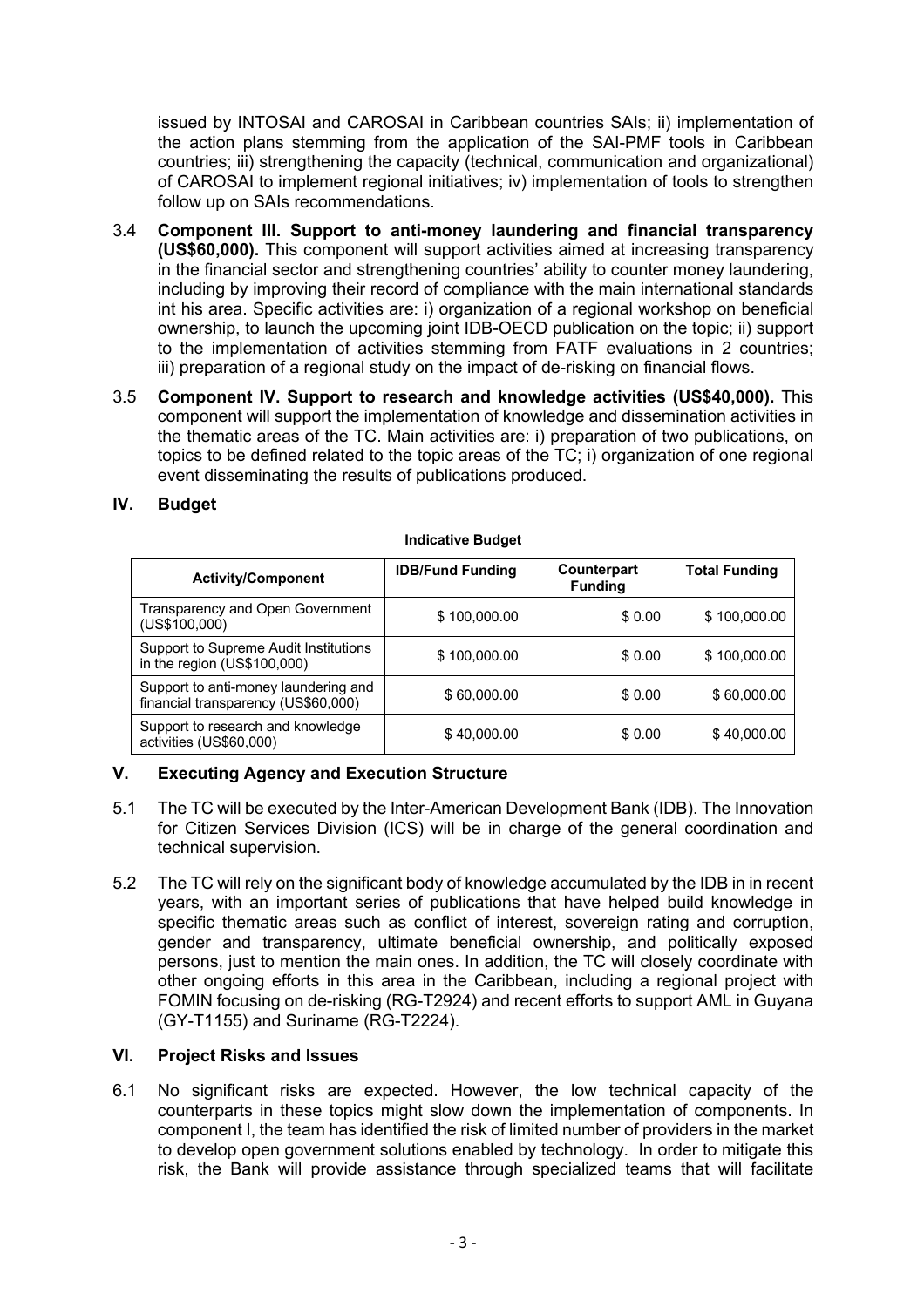issued by INTOSAI and CAROSAI in Caribbean countries SAIs; ii) implementation of the action plans stemming from the application of the SAI-PMF tools in Caribbean countries; iii) strengthening the capacity (technical, communication and organizational) of CAROSAI to implement regional initiatives; iv) implementation of tools to strengthen follow up on SAIs recommendations.

3.4 **Component III. Support to anti-money laundering and financial transparency (US$60,000).** This component will support activities aimed at increasing transparency in the financial sector and strengthening countries' ability to counter money laundering, including by improving their record of compliance with the main international standards int his area. Specific activities are: i) organization of a regional workshop on beneficial ownership, to launch the upcoming joint IDB-OECD publication on the topic; ii) support to the implementation of activities stemming from FATF evaluations in 2 countries; iii) preparation of a regional study on the impact of de-risking on financial flows.

3.5 **Component IV. Support to research and knowledge activities (US$40,000).** This component will support the implementation of knowledge and dissemination activities in the thematic areas of the TC. Main activities are: i) preparation of two publications, on topics to be defined related to the topic areas of the TC; i) organization of one regional event disseminating the results of publications produced.

## IV. Budget

**Indicative Budget**

| Activity/Component | IDB/Fund Funding | Counterpart Funding | Total Funding |
|---|---|---|---|
| Transparency and Open Government (US$100,000) | $ 100,000.00 | $ 0.00 | $ 100,000.00 |
| Support to Supreme Audit Institutions in the region (US$100,000) | $ 100,000.00 | $ 0.00 | $ 100,000.00 |
| Support to anti-money laundering and financial transparency (US$60,000) | $ 60,000.00 | $ 0.00 | $ 60,000.00 |
| Support to research and knowledge activities (US$60,000) | $ 40,000.00 | $ 0.00 | $ 40,000.00 |

## V. Executing Agency and Execution Structure

5.1 The TC will be executed by the Inter-American Development Bank (IDB). The Innovation for Citizen Services Division (ICS) will be in charge of the general coordination and technical supervision.

5.2 The TC will rely on the significant body of knowledge accumulated by the IDB in in recent years, with an important series of publications that have helped build knowledge in specific thematic areas such as conflict of interest, sovereign rating and corruption, gender and transparency, ultimate beneficial ownership, and politically exposed persons, just to mention the main ones. In addition, the TC will closely coordinate with other ongoing efforts in this area in the Caribbean, including a regional project with FOMIN focusing on de-risking (RG-T2924) and recent efforts to support AML in Guyana (GY-T1155) and Suriname (RG-T2224).

## VI. Project Risks and Issues

6.1 No significant risks are expected. However, the low technical capacity of the counterparts in these topics might slow down the implementation of components. In component I, the team has identified the risk of limited number of providers in the market to develop open government solutions enabled by technology. In order to mitigate this risk, the Bank will provide assistance through specialized teams that will facilitate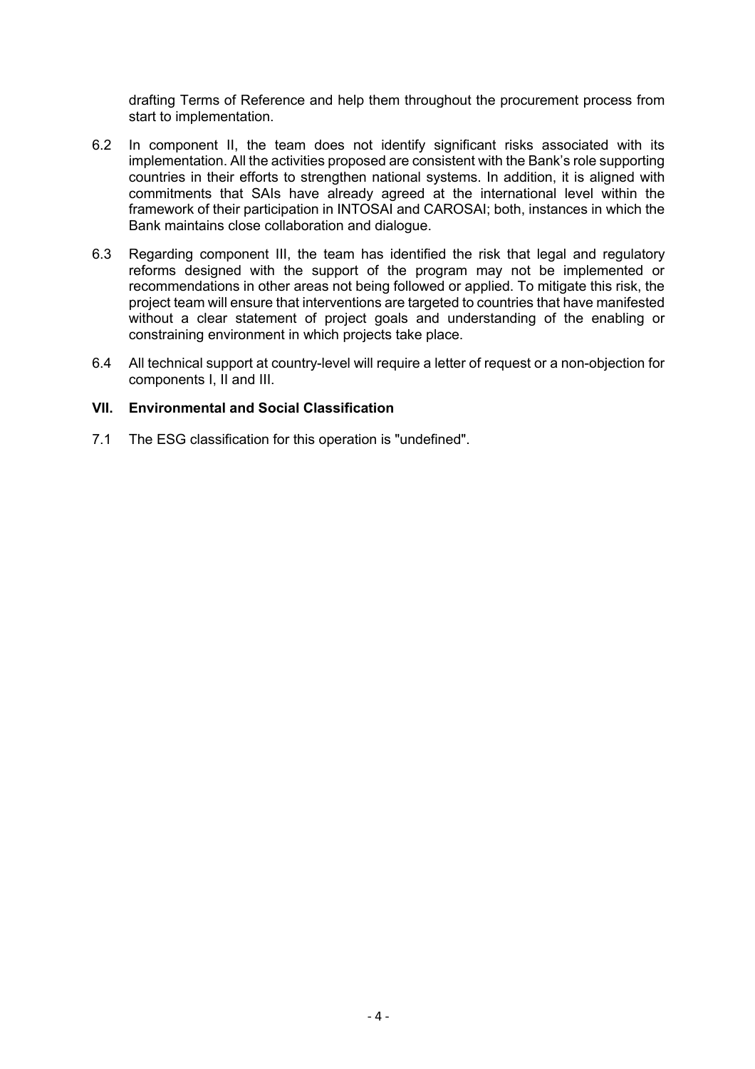drafting Terms of Reference and help them throughout the procurement process from start to implementation.

6.2 In component II, the team does not identify significant risks associated with its implementation. All the activities proposed are consistent with the Bank's role supporting countries in their efforts to strengthen national systems. In addition, it is aligned with commitments that SAIs have already agreed at the international level within the framework of their participation in INTOSAI and CAROSAI; both, instances in which the Bank maintains close collaboration and dialogue.

6.3 Regarding component III, the team has identified the risk that legal and regulatory reforms designed with the support of the program may not be implemented or recommendations in other areas not being followed or applied. To mitigate this risk, the project team will ensure that interventions are targeted to countries that have manifested without a clear statement of project goals and understanding of the enabling or constraining environment in which projects take place.

6.4 All technical support at country-level will require a letter of request or a non-objection for components I, II and III.

## VII. Environmental and Social Classification

7.1 The ESG classification for this operation is "undefined".